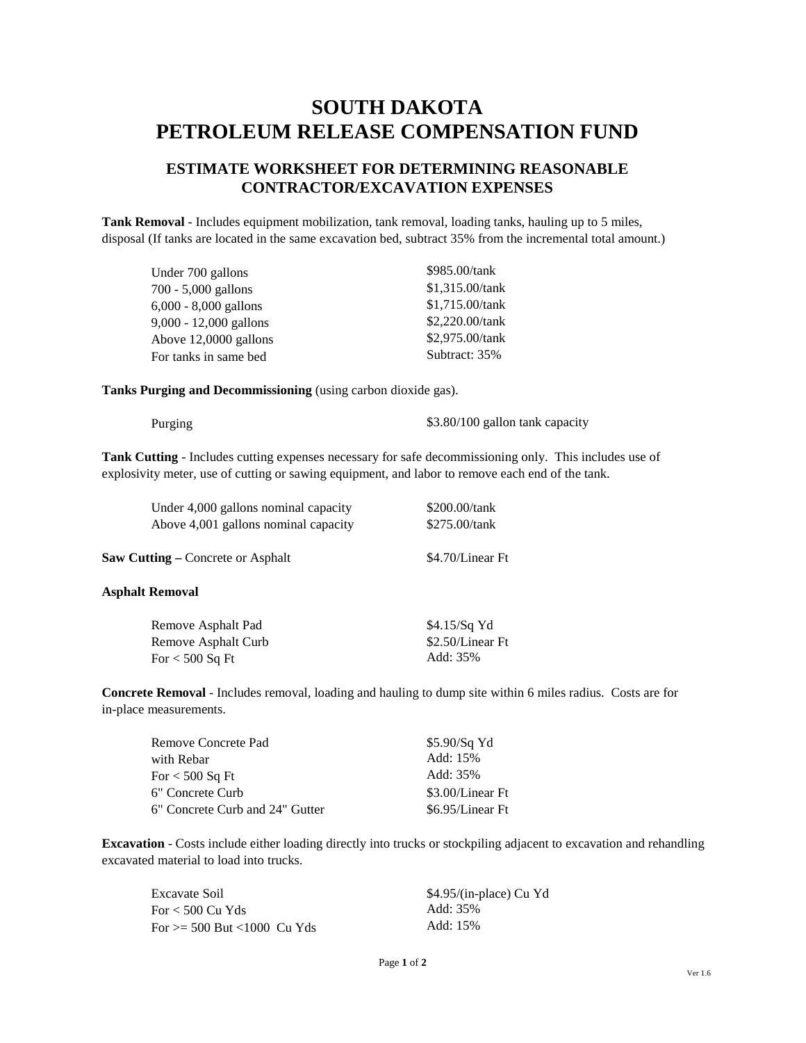# SOUTH DAKOTA
# PETROLEUM RELEASE COMPENSATION FUND

## ESTIMATE WORKSHEET FOR DETERMINING REASONABLE CONTRACTOR/EXCAVATION EXPENSES

**Tank Removal** - Includes equipment mobilization, tank removal, loading tanks, hauling up to 5 miles, disposal (If tanks are located in the same excavation bed, subtract 35% from the incremental total amount.)

| | |
|---|---|
| Under 700 gallons | \$985.00/tank |
| 700 - 5,000 gallons | \$1,315.00/tank |
| 6,000 - 8,000 gallons | \$1,715.00/tank |
| 9,000 - 12,000 gallons | \$2,220.00/tank |
| Above 12,0000 gallons | \$2,975.00/tank |
| For tanks in same bed | Subtract: 35% |

**Tanks Purging and Decommissioning** (using carbon dioxide gas).

| | |
|---|---|
| Purging | \$3.80/100 gallon tank capacity |

**Tank Cutting** - Includes cutting expenses necessary for safe decommissioning only. This includes use of explosivity meter, use of cutting or sawing equipment, and labor to remove each end of the tank.

| | |
|---|---|
| Under 4,000 gallons nominal capacity | \$200.00/tank |
| Above 4,001 gallons nominal capacity | \$275.00/tank |

**Saw Cutting –** Concrete or Asphalt — \$4.70/Linear Ft

**Asphalt Removal**

| | |
|---|---|
| Remove Asphalt Pad | \$4.15/Sq Yd |
| Remove Asphalt Curb | \$2.50/Linear Ft |
| For < 500 Sq Ft | Add: 35% |

**Concrete Removal** - Includes removal, loading and hauling to dump site within 6 miles radius. Costs are for in-place measurements.

| | |
|---|---|
| Remove Concrete Pad | \$5.90/Sq Yd |
| with Rebar | Add: 15% |
| For < 500 Sq Ft | Add: 35% |
| 6" Concrete Curb | \$3.00/Linear Ft |
| 6" Concrete Curb and 24" Gutter | \$6.95/Linear Ft |

**Excavation** - Costs include either loading directly into trucks or stockpiling adjacent to excavation and rehandling excavated material to load into trucks.

| | |
|---|---|
| Excavate Soil | \$4.95/(in-place) Cu Yd |
| For < 500 Cu Yds | Add: 35% |
| For >= 500 But <1000 Cu Yds | Add: 15% |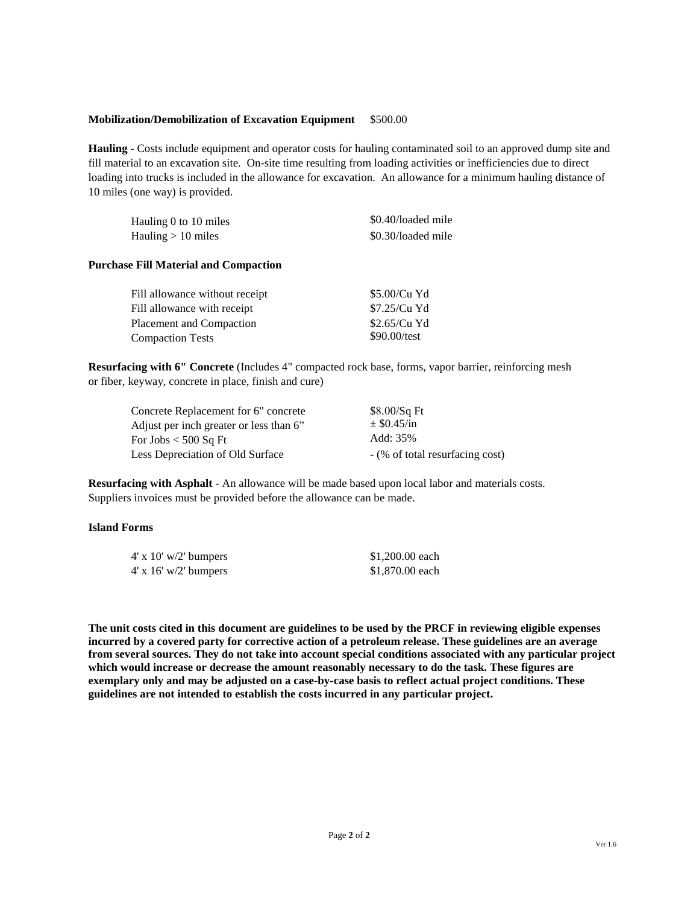**Mobilization/Demobilization of Excavation Equipment** $500.00

**Hauling** - Costs include equipment and operator costs for hauling contaminated soil to an approved dump site and fill material to an excavation site. On-site time resulting from loading activities or inefficiencies due to direct loading into trucks is included in the allowance for excavation. An allowance for a minimum hauling distance of 10 miles (one way) is provided.

| | |
|---|---|
| Hauling 0 to 10 miles | $0.40/loaded mile |
| Hauling > 10 miles | $0.30/loaded mile |

**Purchase Fill Material and Compaction**

| | |
|---|---|
| Fill allowance without receipt | $5.00/Cu Yd |
| Fill allowance with receipt | $7.25/Cu Yd |
| Placement and Compaction | $2.65/Cu Yd |
| Compaction Tests | $90.00/test |

**Resurfacing with 6" Concrete** (Includes 4" compacted rock base, forms, vapor barrier, reinforcing mesh or fiber, keyway, concrete in place, finish and cure)

| | |
|---|---|
| Concrete Replacement for 6" concrete | $8.00/Sq Ft |
| Adjust per inch greater or less than 6” | ± $0.45/in |
| For Jobs < 500 Sq Ft | Add: 35% |
| Less Depreciation of Old Surface | - (% of total resurfacing cost) |

**Resurfacing with Asphalt** - An allowance will be made based upon local labor and materials costs. Suppliers invoices must be provided before the allowance can be made.

**Island Forms**

| | |
|---|---|
| 4' x 10' w/2' bumpers | $1,200.00 each |
| 4' x 16' w/2' bumpers | $1,870.00 each |

**The unit costs cited in this document are guidelines to be used by the PRCF in reviewing eligible expenses incurred by a covered party for corrective action of a petroleum release. These guidelines are an average from several sources. They do not take into account special conditions associated with any particular project which would increase or decrease the amount reasonably necessary to do the task. These figures are exemplary only and may be adjusted on a case-by-case basis to reflect actual project conditions. These guidelines are not intended to establish the costs incurred in any particular project.**

Ver 1.6